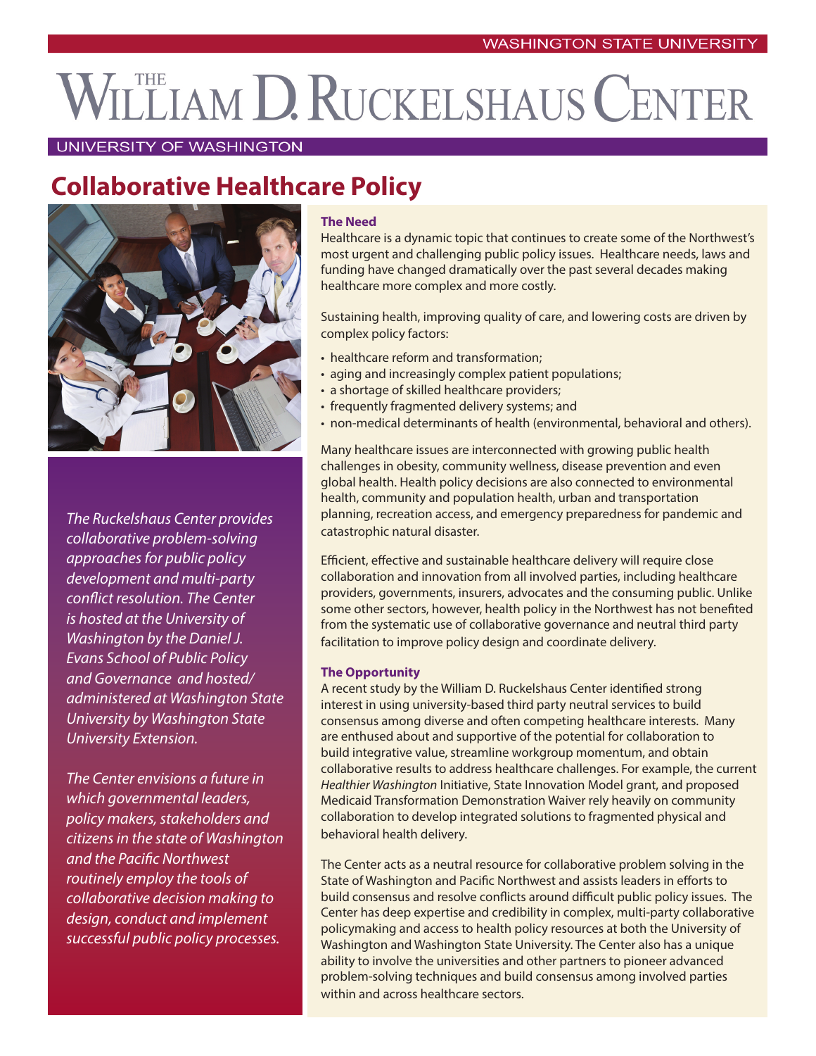WASHINGTON STATE UNIVERSITY

# THE WILLIAM D. RUCKELSHAUS CENTER

UNIVERSITY OF WASHINGTON

## Collaborative Healthcare Policy

*The Ruckelshaus Center provides collaborative problem-solving approaches for public policy development and multi-party conflict resolution. The Center is hosted at the University of Washington by the Daniel J. Evans School of Public Policy and Governance and hosted/administered at Washington State University by Washington State University Extension.*

*The Center envisions a future in which governmental leaders, policy makers, stakeholders and citizens in the state of Washington and the Pacific Northwest routinely employ the tools of collaborative decision making to design, conduct and implement successful public policy processes.*

### The Need

Healthcare is a dynamic topic that continues to create some of the Northwest's most urgent and challenging public policy issues. Healthcare needs, laws and funding have changed dramatically over the past several decades making healthcare more complex and more costly.

Sustaining health, improving quality of care, and lowering costs are driven by complex policy factors:

- healthcare reform and transformation;
- aging and increasingly complex patient populations;
- a shortage of skilled healthcare providers;
- frequently fragmented delivery systems; and
- non-medical determinants of health (environmental, behavioral and others).

Many healthcare issues are interconnected with growing public health challenges in obesity, community wellness, disease prevention and even global health. Health policy decisions are also connected to environmental health, community and population health, urban and transportation planning, recreation access, and emergency preparedness for pandemic and catastrophic natural disaster.

Efficient, effective and sustainable healthcare delivery will require close collaboration and innovation from all involved parties, including healthcare providers, governments, insurers, advocates and the consuming public. Unlike some other sectors, however, health policy in the Northwest has not benefited from the systematic use of collaborative governance and neutral third party facilitation to improve policy design and coordinate delivery.

### The Opportunity

A recent study by the William D. Ruckelshaus Center identified strong interest in using university-based third party neutral services to build consensus among diverse and often competing healthcare interests. Many are enthused about and supportive of the potential for collaboration to build integrative value, streamline workgroup momentum, and obtain collaborative results to address healthcare challenges. For example, the current *Healthier Washington* Initiative, State Innovation Model grant, and proposed Medicaid Transformation Demonstration Waiver rely heavily on community collaboration to develop integrated solutions to fragmented physical and behavioral health delivery.

The Center acts as a neutral resource for collaborative problem solving in the State of Washington and Pacific Northwest and assists leaders in efforts to build consensus and resolve conflicts around difficult public policy issues. The Center has deep expertise and credibility in complex, multi-party collaborative policymaking and access to health policy resources at both the University of Washington and Washington State University. The Center also has a unique ability to involve the universities and other partners to pioneer advanced problem-solving techniques and build consensus among involved parties within and across healthcare sectors.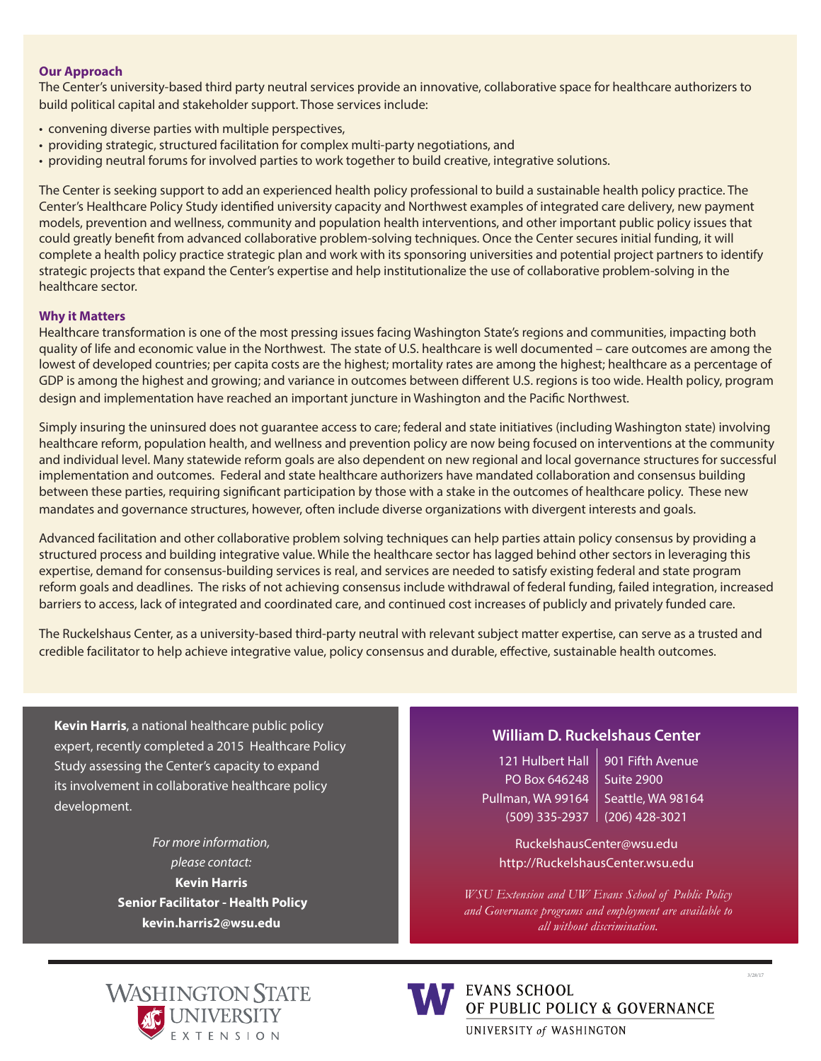## Our Approach

The Center's university-based third party neutral services provide an innovative, collaborative space for healthcare authorizers to build political capital and stakeholder support. Those services include:

- convening diverse parties with multiple perspectives,
- providing strategic, structured facilitation for complex multi-party negotiations, and
- providing neutral forums for involved parties to work together to build creative, integrative solutions.

The Center is seeking support to add an experienced health policy professional to build a sustainable health policy practice. The Center's Healthcare Policy Study identified university capacity and Northwest examples of integrated care delivery, new payment models, prevention and wellness, community and population health interventions, and other important public policy issues that could greatly benefit from advanced collaborative problem-solving techniques. Once the Center secures initial funding, it will complete a health policy practice strategic plan and work with its sponsoring universities and potential project partners to identify strategic projects that expand the Center's expertise and help institutionalize the use of collaborative problem-solving in the healthcare sector.

## Why it Matters

Healthcare transformation is one of the most pressing issues facing Washington State's regions and communities, impacting both quality of life and economic value in the Northwest. The state of U.S. healthcare is well documented – care outcomes are among the lowest of developed countries; per capita costs are the highest; mortality rates are among the highest; healthcare as a percentage of GDP is among the highest and growing; and variance in outcomes between different U.S. regions is too wide. Health policy, program design and implementation have reached an important juncture in Washington and the Pacific Northwest.

Simply insuring the uninsured does not guarantee access to care; federal and state initiatives (including Washington state) involving healthcare reform, population health, and wellness and prevention policy are now being focused on interventions at the community and individual level. Many statewide reform goals are also dependent on new regional and local governance structures for successful implementation and outcomes. Federal and state healthcare authorizers have mandated collaboration and consensus building between these parties, requiring significant participation by those with a stake in the outcomes of healthcare policy. These new mandates and governance structures, however, often include diverse organizations with divergent interests and goals.

Advanced facilitation and other collaborative problem solving techniques can help parties attain policy consensus by providing a structured process and building integrative value. While the healthcare sector has lagged behind other sectors in leveraging this expertise, demand for consensus-building services is real, and services are needed to satisfy existing federal and state program reform goals and deadlines. The risks of not achieving consensus include withdrawal of federal funding, failed integration, increased barriers to access, lack of integrated and coordinated care, and continued cost increases of publicly and privately funded care.

The Ruckelshaus Center, as a university-based third-party neutral with relevant subject matter expertise, can serve as a trusted and credible facilitator to help achieve integrative value, policy consensus and durable, effective, sustainable health outcomes.

**Kevin Harris**, a national healthcare public policy expert, recently completed a 2015 Healthcare Policy Study assessing the Center's capacity to expand its involvement in collaborative healthcare policy development.

*For more information, please contact:*

**Kevin Harris**
**Senior Facilitator - Health Policy**
**kevin.harris2@wsu.edu**

### William D. Ruckelshaus Center

121 Hulbert Hall
PO Box 646248
Pullman, WA 99164
(509) 335-2937

901 Fifth Avenue
Suite 2900
Seattle, WA 98164
(206) 428-3021

RuckelshausCenter@wsu.edu
http://RuckelshausCenter.wsu.edu

*WSU Extension and UW Evans School of Public Policy and Governance programs and employment are available to all without discrimination.*

3/28/17

WASHINGTON STATE UNIVERSITY EXTENSION

EVANS SCHOOL OF PUBLIC POLICY & GOVERNANCE
UNIVERSITY of WASHINGTON